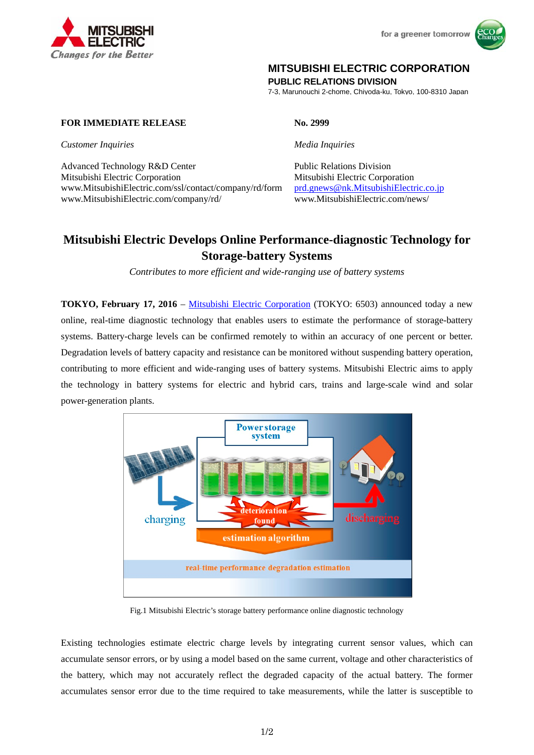**MITSUBISHI ELECTRIC CORPORATION**
**PUBLIC RELATIONS DIVISION**
7-3, Marunouchi 2-chome, Chiyoda-ku, Tokyo, 100-8310 Japan

**FOR IMMEDIATE RELEASE** | **No. 2999**

*Customer Inquiries*

Advanced Technology R&D Center
Mitsubishi Electric Corporation
www.MitsubishiElectric.com/ssl/contact/company/rd/form
www.MitsubishiElectric.com/company/rd/

*Media Inquiries*

Public Relations Division
Mitsubishi Electric Corporation
prd.gnews@nk.MitsubishiElectric.co.jp
www.MitsubishiElectric.com/news/

# Mitsubishi Electric Develops Online Performance-diagnostic Technology for Storage-battery Systems

*Contributes to more efficient and wide-ranging use of battery systems*

**TOKYO, February 17, 2016** – Mitsubishi Electric Corporation (TOKYO: 6503) announced today a new online, real-time diagnostic technology that enables users to estimate the performance of storage-battery systems. Battery-charge levels can be confirmed remotely to within an accuracy of one percent or better. Degradation levels of battery capacity and resistance can be monitored without suspending battery operation, contributing to more efficient and wide-ranging uses of battery systems. Mitsubishi Electric aims to apply the technology in battery systems for electric and hybrid cars, trains and large-scale wind and solar power-generation plants.

Fig.1 Mitsubishi Electric's storage battery performance online diagnostic technology

Existing technologies estimate electric charge levels by integrating current sensor values, which can accumulate sensor errors, or by using a model based on the same current, voltage and other characteristics of the battery, which may not accurately reflect the degraded capacity of the actual battery. The former accumulates sensor error due to the time required to take measurements, while the latter is susceptible to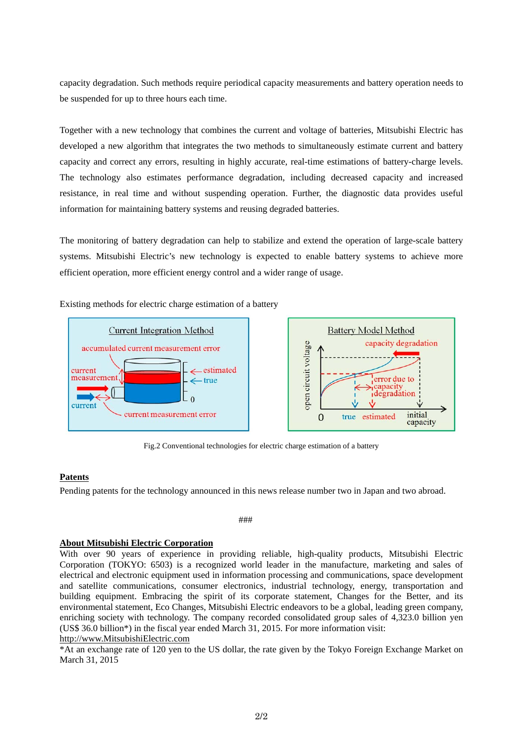capacity degradation. Such methods require periodical capacity measurements and battery operation needs to be suspended for up to three hours each time.

Together with a new technology that combines the current and voltage of batteries, Mitsubishi Electric has developed a new algorithm that integrates the two methods to simultaneously estimate current and battery capacity and correct any errors, resulting in highly accurate, real-time estimations of battery-charge levels. The technology also estimates performance degradation, including decreased capacity and increased resistance, in real time and without suspending operation. Further, the diagnostic data provides useful information for maintaining battery systems and reusing degraded batteries.

The monitoring of battery degradation can help to stabilize and extend the operation of large-scale battery systems. Mitsubishi Electric's new technology is expected to enable battery systems to achieve more efficient operation, more efficient energy control and a wider range of usage.

Existing methods for electric charge estimation of a battery

Current Integration Method

accumulated current measurement error

current measurement

estimated

true

0

current

current measurement error

Battery Model Method

capacity degradation

open circuit voltage

error due to capacity degradation

0

true

estimated

initial capacity

Fig.2 Conventional technologies for electric charge estimation of a battery

**Patents**

Pending patents for the technology announced in this news release number two in Japan and two abroad.

###

**About Mitsubishi Electric Corporation**

With over 90 years of experience in providing reliable, high-quality products, Mitsubishi Electric Corporation (TOKYO: 6503) is a recognized world leader in the manufacture, marketing and sales of electrical and electronic equipment used in information processing and communications, space development and satellite communications, consumer electronics, industrial technology, energy, transportation and building equipment. Embracing the spirit of its corporate statement, Changes for the Better, and its environmental statement, Eco Changes, Mitsubishi Electric endeavors to be a global, leading green company, enriching society with technology. The company recorded consolidated group sales of 4,323.0 billion yen (US$ 36.0 billion*) in the fiscal year ended March 31, 2015. For more information visit:
http://www.MitsubishiElectric.com

*At an exchange rate of 120 yen to the US dollar, the rate given by the Tokyo Foreign Exchange Market on March 31, 2015